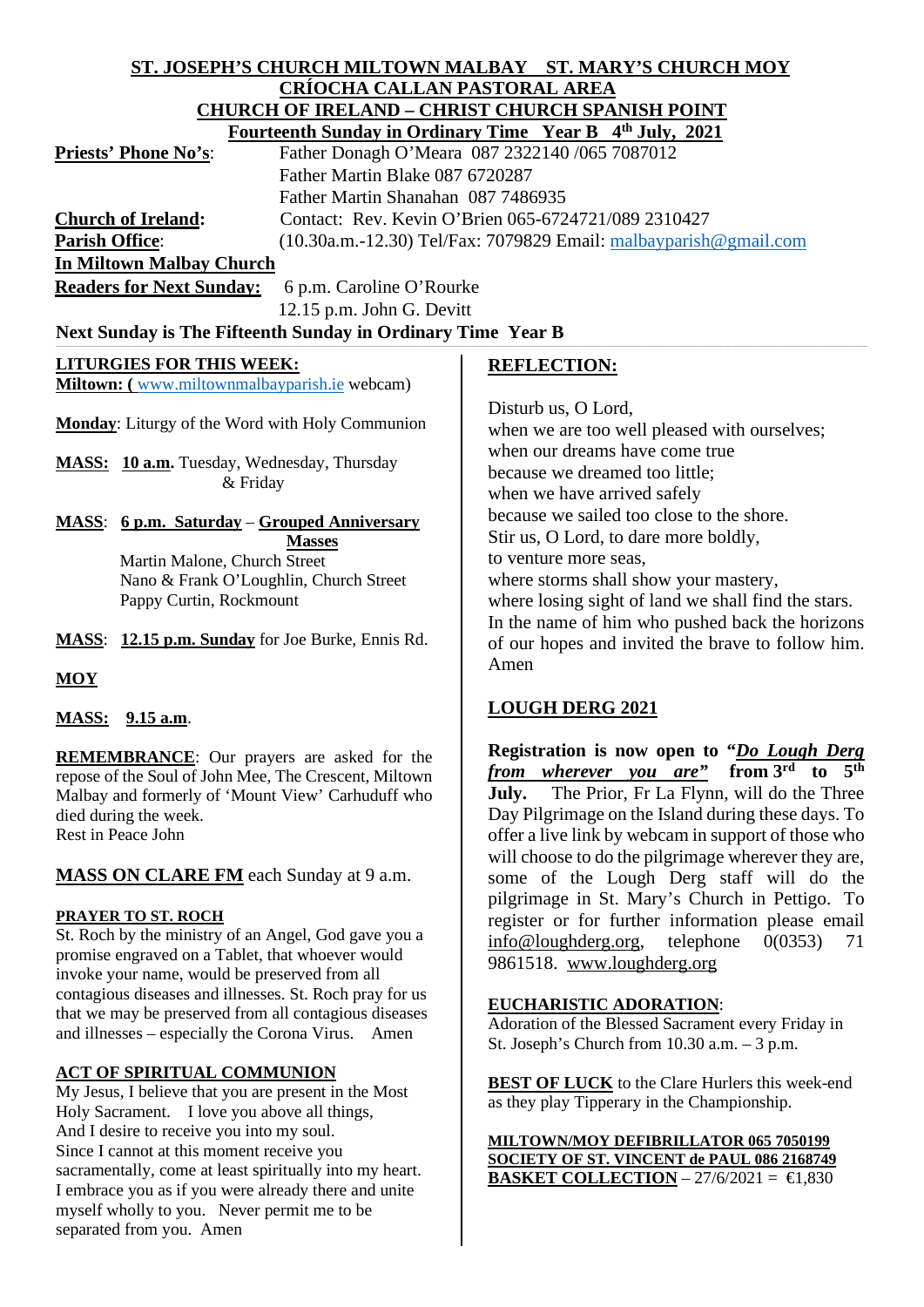**ST. JOSEPH'S CHURCH MILTOWN MALBAY ST. MARY'S CHURCH MOY**
**CRÍOCHA CALLAN PASTORAL AREA**
**CHURCH OF IRELAND – CHRIST CHURCH SPANISH POINT**
**Fourteenth Sunday in Ordinary Time Year B 4th July, 2021**

**Priests' Phone No's**: Father Donagh O'Meara 087 2322140 /065 7087012
Father Martin Blake 087 6720287
Father Martin Shanahan 087 7486935

**Church of Ireland**: Contact: Rev. Kevin O'Brien 065-6724721/089 2310427

**Parish Office**: (10.30a.m.-12.30) Tel/Fax: 7079829 Email: malbayparish@gmail.com

**In Miltown Malbay Church**

**Readers for Next Sunday:** 6 p.m. Caroline O'Rourke
12.15 p.m. John G. Devitt

**Next Sunday is The Fifteenth Sunday in Ordinary Time Year B**

## LITURGIES FOR THIS WEEK:

**Miltown: (** www.miltownmalbayparish.ie webcam)

**Monday**: Liturgy of the Word with Holy Communion

**MASS: 10 a.m.** Tuesday, Wednesday, Thursday & Friday

**MASS**: **6 p.m. Saturday** – **Grouped Anniversary Masses**
Martin Malone, Church Street
Nano & Frank O'Loughlin, Church Street
Pappy Curtin, Rockmount

**MASS**: **12.15 p.m. Sunday** for Joe Burke, Ennis Rd.

**MOY**

**MASS: 9.15 a.m**.

**REMEMBRANCE**: Our prayers are asked for the repose of the Soul of John Mee, The Crescent, Miltown Malbay and formerly of 'Mount View' Carhuduff who died during the week.
Rest in Peace John

**MASS ON CLARE FM** each Sunday at 9 a.m.

**PRAYER TO ST. ROCH**

St. Roch by the ministry of an Angel, God gave you a promise engraved on a Tablet, that whoever would invoke your name, would be preserved from all contagious diseases and illnesses. St. Roch pray for us that we may be preserved from all contagious diseases and illnesses – especially the Corona Virus. Amen

**ACT OF SPIRITUAL COMMUNION**

My Jesus, I believe that you are present in the Most Holy Sacrament. I love you above all things,
And I desire to receive you into my soul.
Since I cannot at this moment receive you sacramentally, come at least spiritually into my heart.
I embrace you as if you were already there and unite myself wholly to you. Never permit me to be separated from you. Amen

## REFLECTION:

Disturb us, O Lord,
when we are too well pleased with ourselves;
when our dreams have come true
because we dreamed too little;
when we have arrived safely
because we sailed too close to the shore.
Stir us, O Lord, to dare more boldly,
to venture more seas,
where storms shall show your mastery,
where losing sight of land we shall find the stars.
In the name of him who pushed back the horizons of our hopes and invited the brave to follow him.
Amen

## LOUGH DERG 2021

**Registration is now open to "*Do Lough Derg from wherever you are*" from 3rd to 5th July.** The Prior, Fr La Flynn, will do the Three Day Pilgrimage on the Island during these days. To offer a live link by webcam in support of those who will choose to do the pilgrimage wherever they are, some of the Lough Derg staff will do the pilgrimage in St. Mary's Church in Pettigo. To register or for further information please email info@loughderg.org, telephone 0(0353) 71 9861518. www.loughderg.org

**EUCHARISTIC ADORATION**:
Adoration of the Blessed Sacrament every Friday in St. Joseph's Church from 10.30 a.m. – 3 p.m.

**BEST OF LUCK** to the Clare Hurlers this week-end as they play Tipperary in the Championship.

**MILTOWN/MOY DEFIBRILLATOR 065 7050199**
**SOCIETY OF ST. VINCENT de PAUL 086 2168749**
**BASKET COLLECTION** – 27/6/2021 = €1,830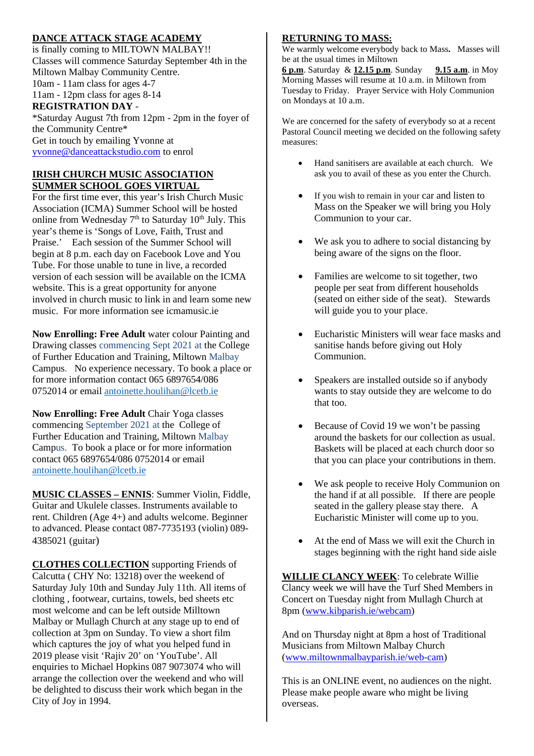**DANCE ATTACK STAGE ACADEMY**

is finally coming to MILTOWN MALBAY!!
Classes will commence Saturday September 4th in the Miltown Malbay Community Centre.
10am - 11am class for ages 4-7
11am - 12pm class for ages 8-14

**REGISTRATION DAY** -
*Saturday August 7th from 12pm - 2pm in the foyer of the Community Centre*
Get in touch by emailing Yvonne at yvonne@danceattackstudio.com to enrol

**IRISH CHURCH MUSIC ASSOCIATION SUMMER SCHOOL GOES VIRTUAL**

For the first time ever, this year's Irish Church Music Association (ICMA) Summer School will be hosted online from Wednesday 7th to Saturday 10th July. This year's theme is 'Songs of Love, Faith, Trust and Praise.' Each session of the Summer School will begin at 8 p.m. each day on Facebook Love and You Tube. For those unable to tune in live, a recorded version of each session will be available on the ICMA website. This is a great opportunity for anyone involved in church music to link in and learn some new music. For more information see icmamusic.ie

**Now Enrolling: Free Adult** water colour Painting and Drawing classes commencing Sept 2021 at the College of Further Education and Training, Miltown Malbay Campus. No experience necessary. To book a place or for more information contact 065 6897654/086 0752014 or email antoinette.houlihan@lcetb.ie

**Now Enrolling: Free Adult** Chair Yoga classes commencing September 2021 at the College of Further Education and Training, Miltown Malbay Campus. To book a place or for more information contact 065 6897654/086 0752014 or email antoinette.houlihan@lcetb.ie

**MUSIC CLASSES – ENNIS**: Summer Violin, Fiddle, Guitar and Ukulele classes. Instruments available to rent. Children (Age 4+) and adults welcome. Beginner to advanced. Please contact 087-7735193 (violin) 089-4385021 (guitar)

**CLOTHES COLLECTION** supporting Friends of Calcutta ( CHY No: 13218) over the weekend of Saturday July 10th and Sunday July 11th. All items of clothing , footwear, curtains, towels, bed sheets etc most welcome and can be left outside Milltown Malbay or Mullagh Church at any stage up to end of collection at 3pm on Sunday. To view a short film which captures the joy of what you helped fund in 2019 please visit 'Rajiv 20' on 'YouTube'. All enquiries to Michael Hopkins 087 9073074 who will arrange the collection over the weekend and who will be delighted to discuss their work which began in the City of Joy in 1994.

**RETURNING TO MASS:**

We warmly welcome everybody back to Mass. Masses will be at the usual times in Miltown
**6 p.m**. Saturday & **12.15 p.m**. Sunday **9.15 a.m**. in Moy
Morning Masses will resume at 10 a.m. in Miltown from Tuesday to Friday. Prayer Service with Holy Communion on Mondays at 10 a.m.

We are concerned for the safety of everybody so at a recent Pastoral Council meeting we decided on the following safety measures:

- Hand sanitisers are available at each church. We ask you to avail of these as you enter the Church.
- If you wish to remain in your car and listen to Mass on the Speaker we will bring you Holy Communion to your car.
- We ask you to adhere to social distancing by being aware of the signs on the floor.
- Families are welcome to sit together, two people per seat from different households (seated on either side of the seat). Stewards will guide you to your place.
- Eucharistic Ministers will wear face masks and sanitise hands before giving out Holy Communion.
- Speakers are installed outside so if anybody wants to stay outside they are welcome to do that too.
- Because of Covid 19 we won't be passing around the baskets for our collection as usual. Baskets will be placed at each church door so that you can place your contributions in them.
- We ask people to receive Holy Communion on the hand if at all possible. If there are people seated in the gallery please stay there. A Eucharistic Minister will come up to you.
- At the end of Mass we will exit the Church in stages beginning with the right hand side aisle

**WILLIE CLANCY WEEK**: To celebrate Willie Clancy week we will have the Turf Shed Members in Concert on Tuesday night from Mullagh Church at 8pm (www.kibparish.ie/webcam)

And on Thursday night at 8pm a host of Traditional Musicians from Miltown Malbay Church (www.miltownmalbayparish.ie/web-cam)

This is an ONLINE event, no audiences on the night. Please make people aware who might be living overseas.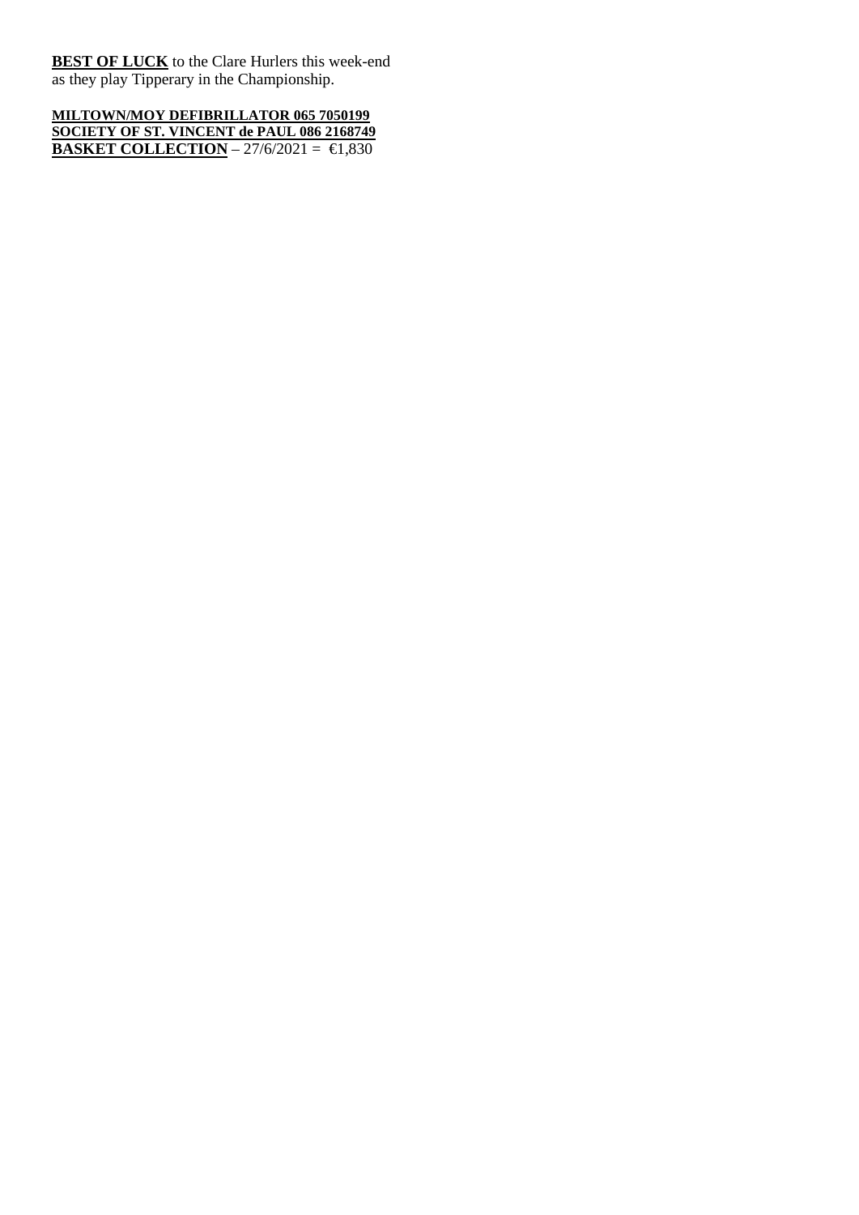**BEST OF LUCK** to the Clare Hurlers this week-end as they play Tipperary in the Championship.

**MILTOWN/MOY DEFIBRILLATOR 065 7050199**
**SOCIETY OF ST. VINCENT de PAUL 086 2168749**
**BASKET COLLECTION** – 27/6/2021 = €1,830